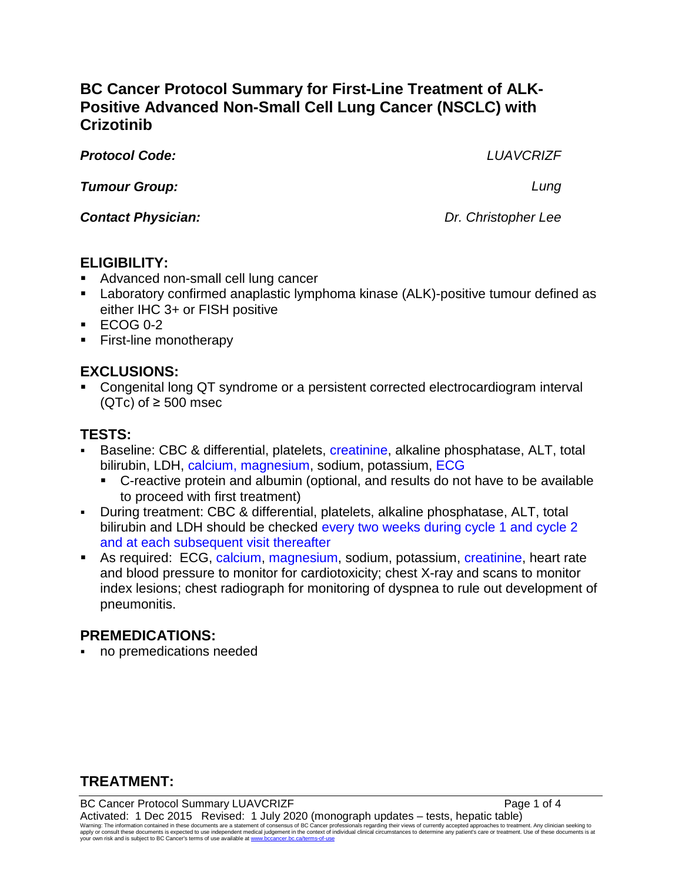# BC Cancer Protocol Summary for First-Line Treatment of ALK-Positive Advanced Non-Small Cell Lung Cancer (NSCLC) with Crizotinib

***Protocol Code:*** *LUAVCRIZF*

***Tumour Group:*** *Lung*

***Contact Physician:*** *Dr. Christopher Lee*

## ELIGIBILITY:

- Advanced non-small cell lung cancer
- Laboratory confirmed anaplastic lymphoma kinase (ALK)-positive tumour defined as either IHC 3+ or FISH positive
- ECOG 0-2
- First-line monotherapy

## EXCLUSIONS:

- Congenital long QT syndrome or a persistent corrected electrocardiogram interval (QTc) of ≥ 500 msec

## TESTS:

- Baseline: CBC & differential, platelets, creatinine, alkaline phosphatase, ALT, total bilirubin, LDH, calcium, magnesium, sodium, potassium, ECG
  - C-reactive protein and albumin (optional, and results do not have to be available to proceed with first treatment)
- During treatment: CBC & differential, platelets, alkaline phosphatase, ALT, total bilirubin and LDH should be checked every two weeks during cycle 1 and cycle 2 and at each subsequent visit thereafter
- As required: ECG, calcium, magnesium, sodium, potassium, creatinine, heart rate and blood pressure to monitor for cardiotoxicity; chest X-ray and scans to monitor index lesions; chest radiograph for monitoring of dyspnea to rule out development of pneumonitis.

## PREMEDICATIONS:

- no premedications needed

## TREATMENT: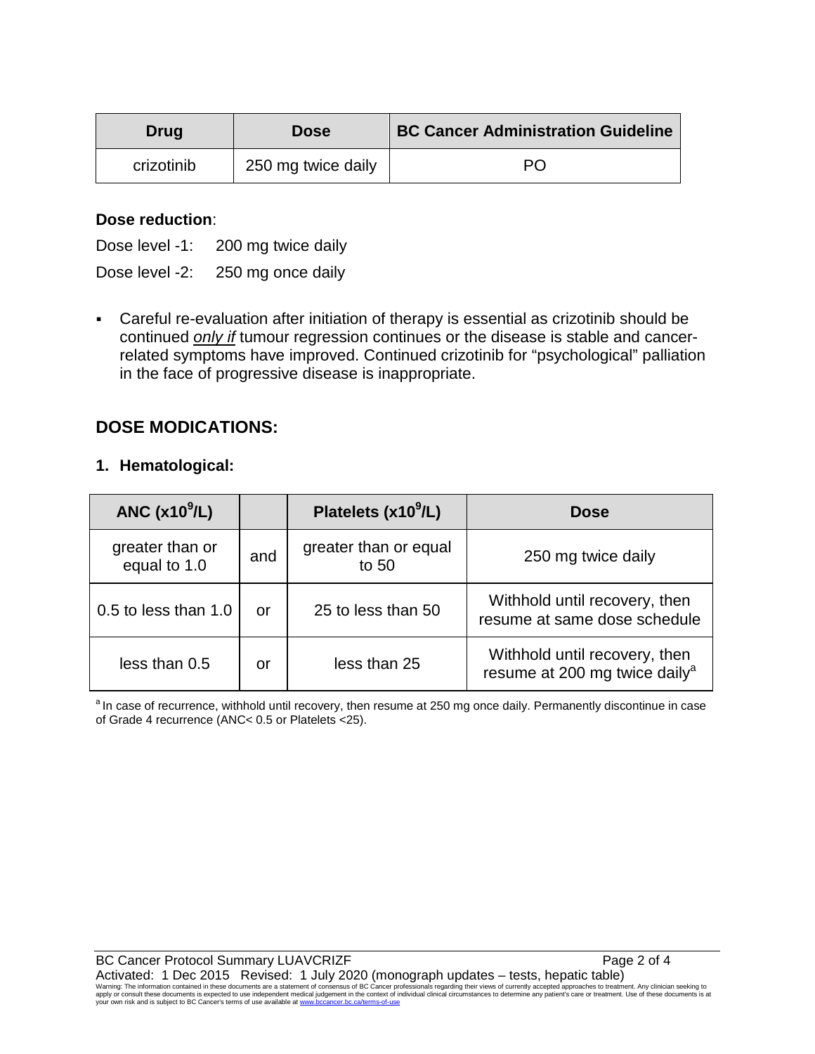| Drug | Dose | BC Cancer Administration Guideline |
|---|---|---|
| crizotinib | 250 mg twice daily | PO |

**Dose reduction**:

Dose level -1: 200 mg twice daily

Dose level -2: 250 mg once daily

- Careful re-evaluation after initiation of therapy is essential as crizotinib should be continued *only if* tumour regression continues or the disease is stable and cancer-related symptoms have improved. Continued crizotinib for "psychological" palliation in the face of progressive disease is inappropriate.

## DOSE MODICATIONS:

### 1. Hematological:

| ANC ($x10^9$/L) | | Platelets ($x10^9$/L) | Dose |
|---|---|---|---|
| greater than or equal to 1.0 | and | greater than or equal to 50 | 250 mg twice daily |
| 0.5 to less than 1.0 | or | 25 to less than 50 | Withhold until recovery, then resume at same dose schedule |
| less than 0.5 | or | less than 25 | Withhold until recovery, then resume at 200 mg twice daily[a] |

[a] In case of recurrence, withhold until recovery, then resume at 250 mg once daily. Permanently discontinue in case of Grade 4 recurrence (ANC< 0.5 or Platelets <25).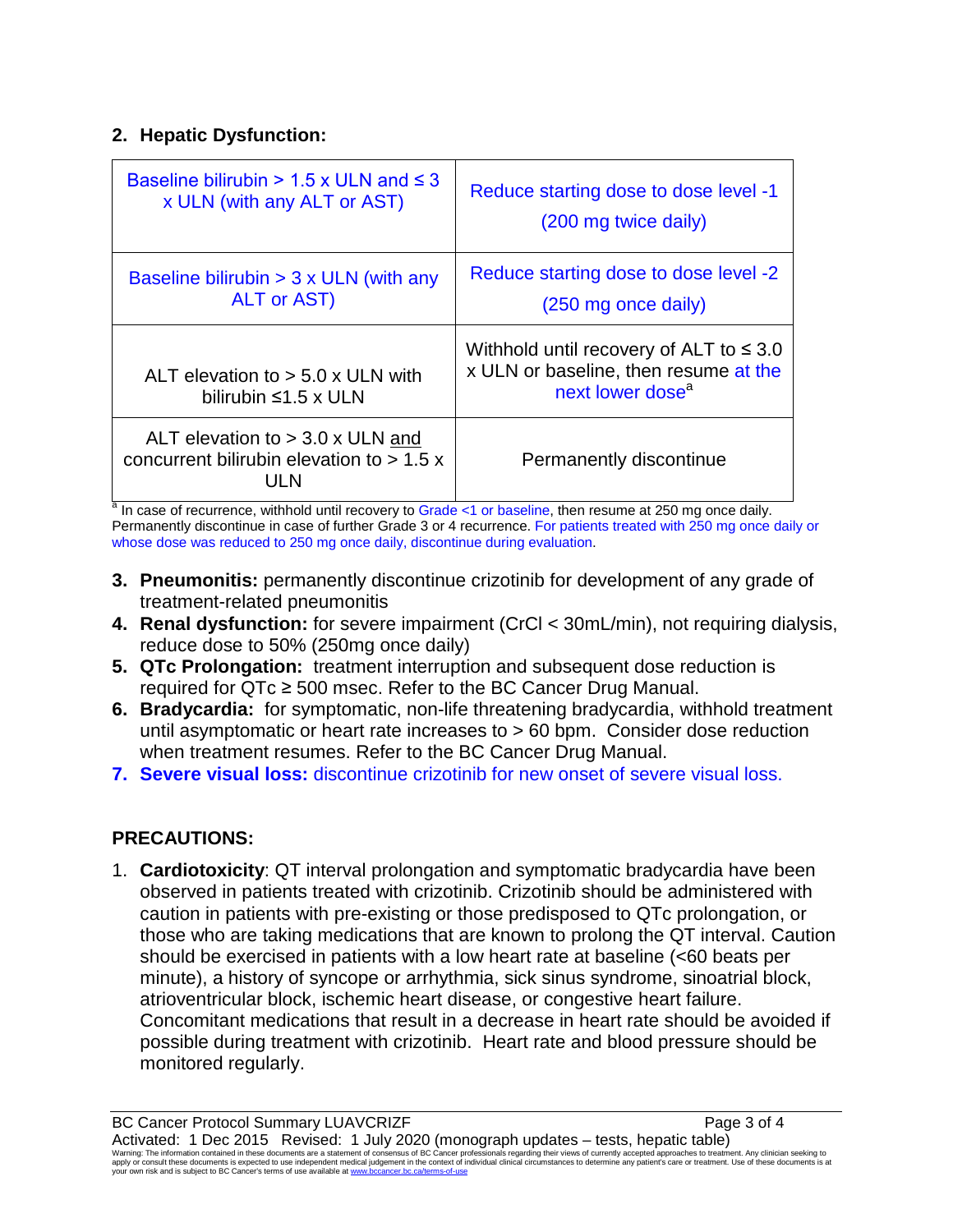## 2. Hepatic Dysfunction:

| | |
|---|---|
| Baseline bilirubin > 1.5 x ULN and ≤ 3 x ULN (with any ALT or AST) | Reduce starting dose to dose level -1 (200 mg twice daily) |
| Baseline bilirubin > 3 x ULN (with any ALT or AST) | Reduce starting dose to dose level -2 (250 mg once daily) |
| ALT elevation to > 5.0 x ULN with bilirubin ≤1.5 x ULN | Withhold until recovery of ALT to ≤ 3.0 x ULN or baseline, then resume at the next lower dose[a] |
| ALT elevation to > 3.0 x ULN and concurrent bilirubin elevation to > 1.5 x ULN | Permanently discontinue |

[a] In case of recurrence, withhold until recovery to Grade <1 or baseline, then resume at 250 mg once daily. Permanently discontinue in case of further Grade 3 or 4 recurrence. For patients treated with 250 mg once daily or whose dose was reduced to 250 mg once daily, discontinue during evaluation.

3. **Pneumonitis:** permanently discontinue crizotinib for development of any grade of treatment-related pneumonitis
4. **Renal dysfunction:** for severe impairment (CrCl < 30mL/min), not requiring dialysis, reduce dose to 50% (250mg once daily)
5. **QTc Prolongation:** treatment interruption and subsequent dose reduction is required for QTc ≥ 500 msec. Refer to the BC Cancer Drug Manual.
6. **Bradycardia:** for symptomatic, non-life threatening bradycardia, withhold treatment until asymptomatic or heart rate increases to > 60 bpm. Consider dose reduction when treatment resumes. Refer to the BC Cancer Drug Manual.
7. **Severe visual loss:** discontinue crizotinib for new onset of severe visual loss.

## PRECAUTIONS:

1. **Cardiotoxicity**: QT interval prolongation and symptomatic bradycardia have been observed in patients treated with crizotinib. Crizotinib should be administered with caution in patients with pre-existing or those predisposed to QTc prolongation, or those who are taking medications that are known to prolong the QT interval. Caution should be exercised in patients with a low heart rate at baseline (<60 beats per minute), a history of syncope or arrhythmia, sick sinus syndrome, sinoatrial block, atrioventricular block, ischemic heart disease, or congestive heart failure. Concomitant medications that result in a decrease in heart rate should be avoided if possible during treatment with crizotinib. Heart rate and blood pressure should be monitored regularly.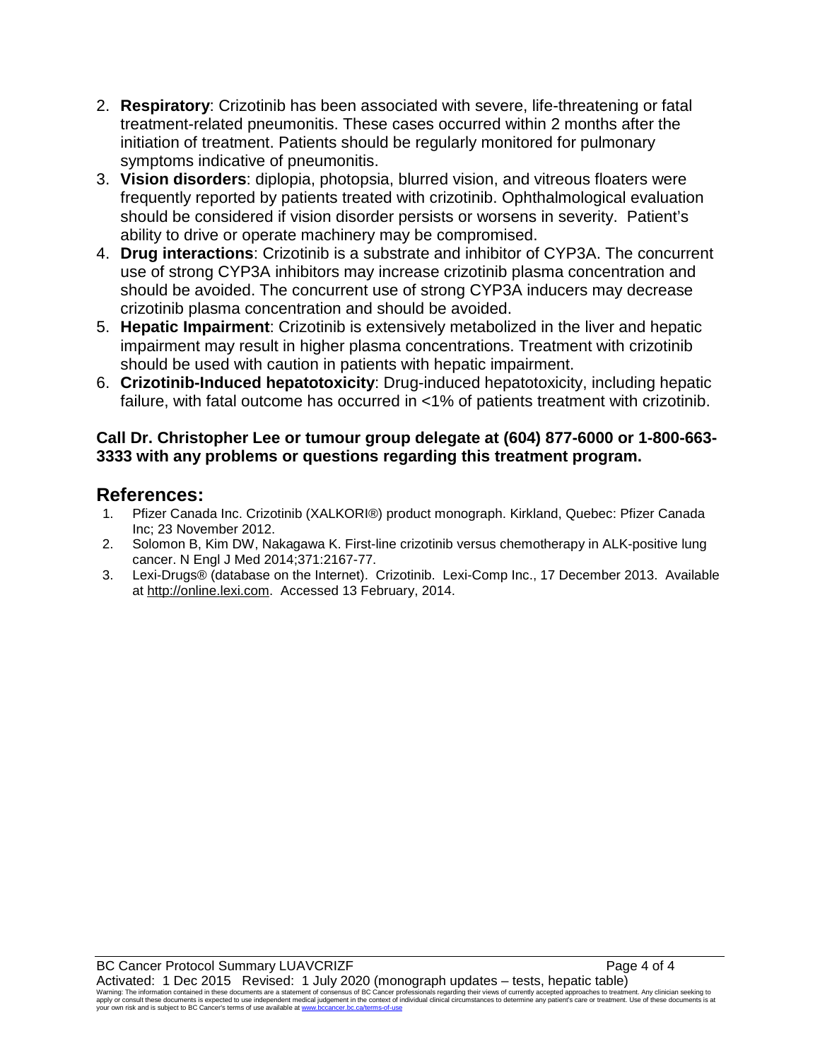2. **Respiratory**: Crizotinib has been associated with severe, life-threatening or fatal treatment-related pneumonitis. These cases occurred within 2 months after the initiation of treatment. Patients should be regularly monitored for pulmonary symptoms indicative of pneumonitis.
3. **Vision disorders**: diplopia, photopsia, blurred vision, and vitreous floaters were frequently reported by patients treated with crizotinib. Ophthalmological evaluation should be considered if vision disorder persists or worsens in severity. Patient's ability to drive or operate machinery may be compromised.
4. **Drug interactions**: Crizotinib is a substrate and inhibitor of CYP3A. The concurrent use of strong CYP3A inhibitors may increase crizotinib plasma concentration and should be avoided. The concurrent use of strong CYP3A inducers may decrease crizotinib plasma concentration and should be avoided.
5. **Hepatic Impairment**: Crizotinib is extensively metabolized in the liver and hepatic impairment may result in higher plasma concentrations. Treatment with crizotinib should be used with caution in patients with hepatic impairment.
6. **Crizotinib-Induced hepatotoxicity**: Drug-induced hepatotoxicity, including hepatic failure, with fatal outcome has occurred in <1% of patients treatment with crizotinib.

**Call Dr. Christopher Lee or tumour group delegate at (604) 877-6000 or 1-800-663-3333 with any problems or questions regarding this treatment program.**

## References:

1. Pfizer Canada Inc. Crizotinib (XALKORI®) product monograph. Kirkland, Quebec: Pfizer Canada Inc; 23 November 2012.
2. Solomon B, Kim DW, Nakagawa K. First-line crizotinib versus chemotherapy in ALK-positive lung cancer. N Engl J Med 2014;371:2167-77.
3. Lexi-Drugs® (database on the Internet). Crizotinib. Lexi-Comp Inc., 17 December 2013. Available at http://online.lexi.com. Accessed 13 February, 2014.